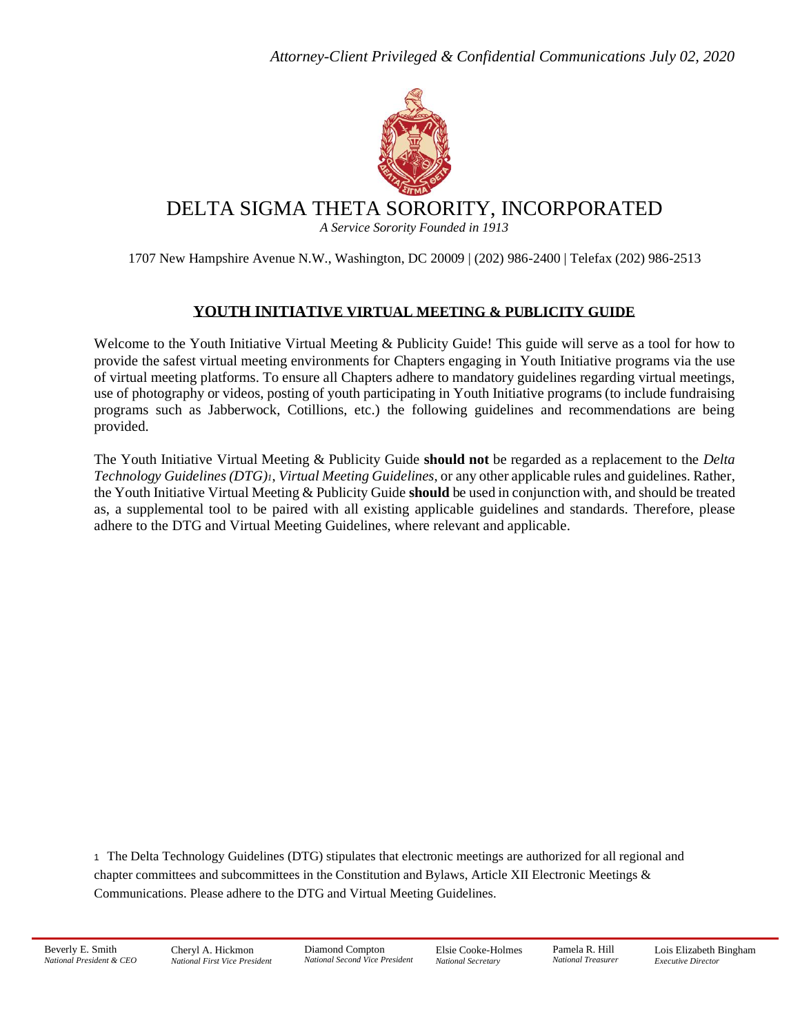*Attorney-Client Privileged & Confidential Communications July 02, 2020*

# DELTA SIGMA THETA SORORITY, INCORPORATED

*A Service Sorority Founded in 1913*

1707 New Hampshire Avenue N.W., Washington, DC 20009 | (202) 986-2400 | Telefax (202) 986-2513

## YOUTH INITIATIVE VIRTUAL MEETING & PUBLICITY GUIDE

Welcome to the Youth Initiative Virtual Meeting & Publicity Guide! This guide will serve as a tool for how to provide the safest virtual meeting environments for Chapters engaging in Youth Initiative programs via the use of virtual meeting platforms. To ensure all Chapters adhere to mandatory guidelines regarding virtual meetings, use of photography or videos, posting of youth participating in Youth Initiative programs (to include fundraising programs such as Jabberwock, Cotillions, etc.) the following guidelines and recommendations are being provided.

The Youth Initiative Virtual Meeting & Publicity Guide **should not** be regarded as a replacement to the *Delta Technology Guidelines (DTG)*[1], *Virtual Meeting Guidelines*, or any other applicable rules and guidelines. Rather, the Youth Initiative Virtual Meeting & Publicity Guide **should** be used in conjunction with, and should be treated as, a supplemental tool to be paired with all existing applicable guidelines and standards. Therefore, please adhere to the DTG and Virtual Meeting Guidelines, where relevant and applicable.

[1] The Delta Technology Guidelines (DTG) stipulates that electronic meetings are authorized for all regional and chapter committees and subcommittees in the Constitution and Bylaws, Article XII Electronic Meetings & Communications. Please adhere to the DTG and Virtual Meeting Guidelines.

Beverly E. Smith, *National President & CEO* | Cheryl A. Hickmon, *National First Vice President* | Diamond Compton, *National Second Vice President* | Elsie Cooke-Holmes, *National Secretary* | Pamela R. Hill, *National Treasurer* | Lois Elizabeth Bingham, *Executive Director*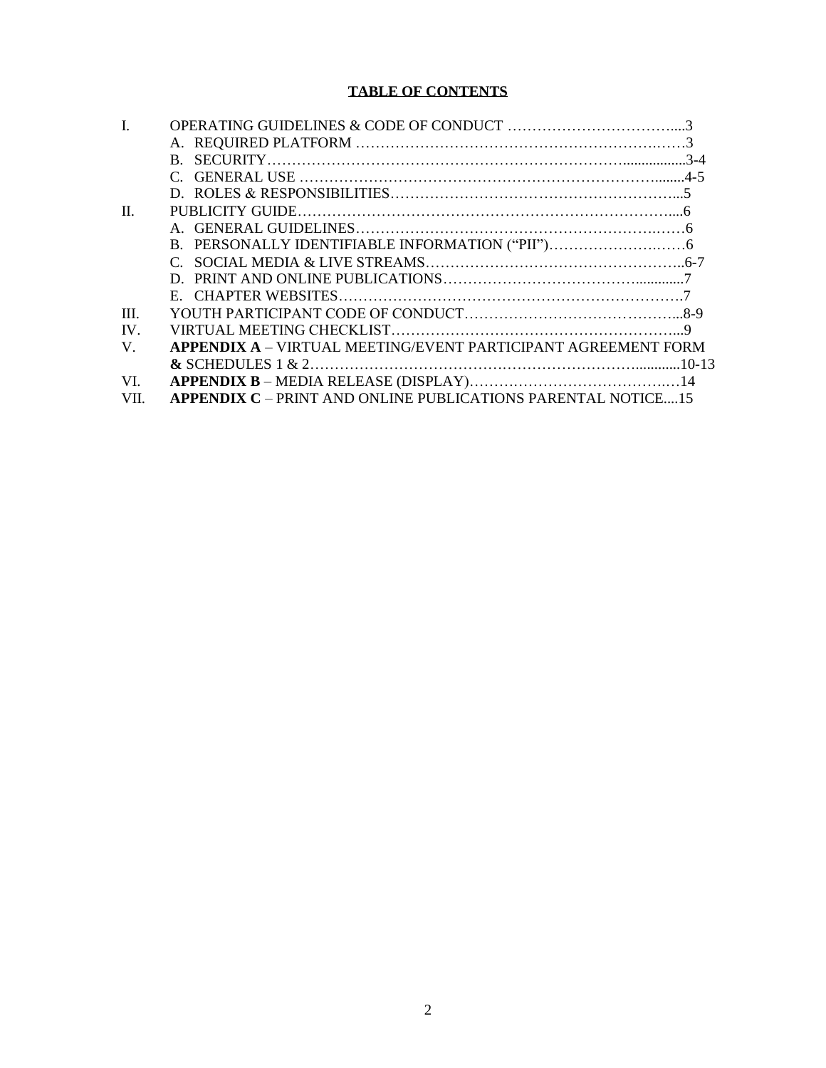**TABLE OF CONTENTS**

I. OPERATING GUIDELINES & CODE OF CONDUCT ....3
   A. REQUIRED PLATFORM ....3
   B. SECURITY....3-4
   C. GENERAL USE ....4-5
   D. ROLES & RESPONSIBILITIES....5
II. PUBLICITY GUIDE....6
   A. GENERAL GUIDELINES....6
   B. PERSONALLY IDENTIFIABLE INFORMATION (“PII”)....6
   C. SOCIAL MEDIA & LIVE STREAMS....6-7
   D. PRINT AND ONLINE PUBLICATIONS....7
   E. CHAPTER WEBSITES....7
III. YOUTH PARTICIPANT CODE OF CONDUCT....8-9
IV. VIRTUAL MEETING CHECKLIST....9
V. **APPENDIX A** – VIRTUAL MEETING/EVENT PARTICIPANT AGREEMENT FORM **&** SCHEDULES 1 & 2....10-13
VI. **APPENDIX B** – MEDIA RELEASE (DISPLAY)....14
VII. **APPENDIX C** – PRINT AND ONLINE PUBLICATIONS PARENTAL NOTICE....15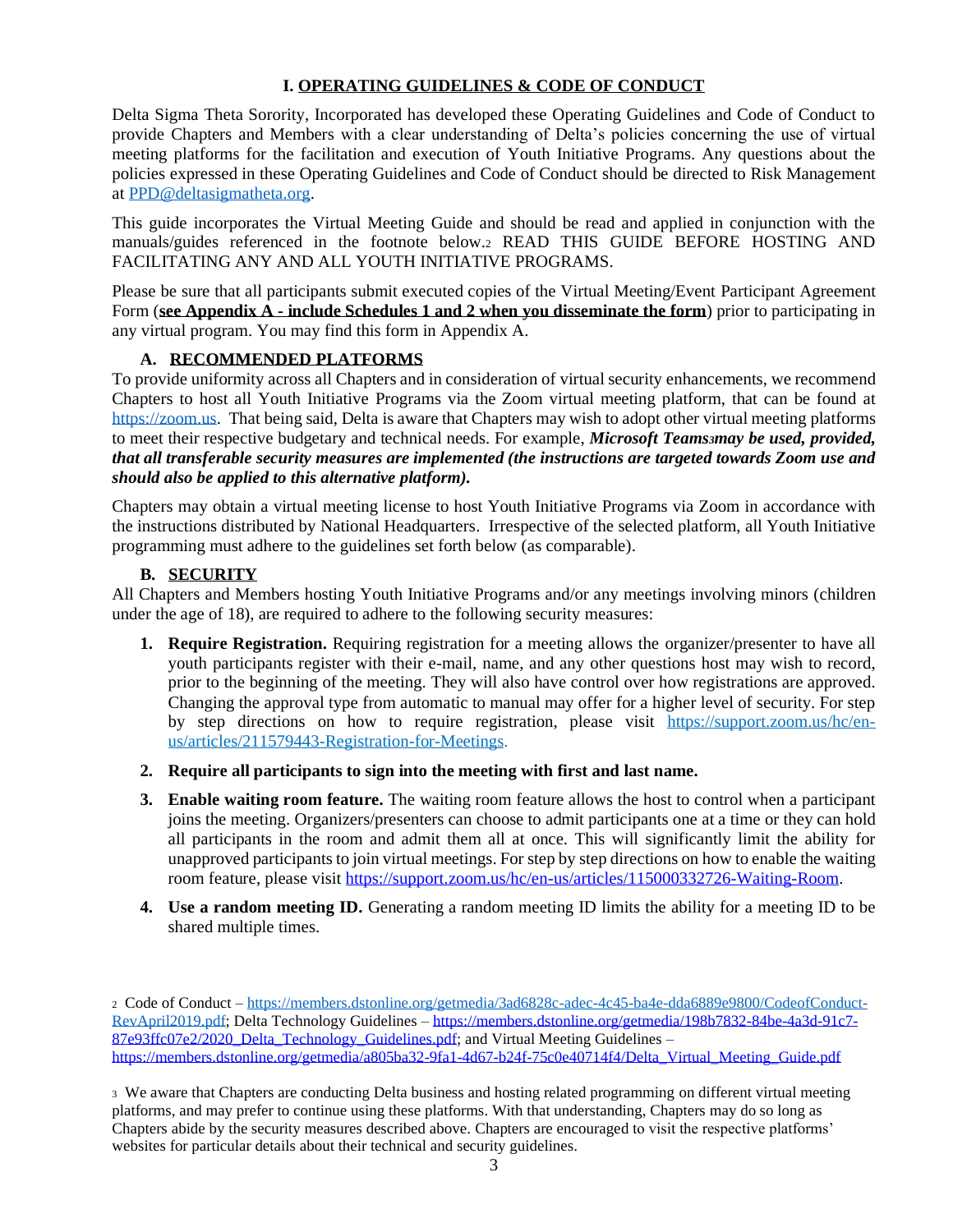## I. OPERATING GUIDELINES & CODE OF CONDUCT

Delta Sigma Theta Sorority, Incorporated has developed these Operating Guidelines and Code of Conduct to provide Chapters and Members with a clear understanding of Delta's policies concerning the use of virtual meeting platforms for the facilitation and execution of Youth Initiative Programs. Any questions about the policies expressed in these Operating Guidelines and Code of Conduct should be directed to Risk Management at PPD@deltasigmatheta.org.

This guide incorporates the Virtual Meeting Guide and should be read and applied in conjunction with the manuals/guides referenced in the footnote below.[2] READ THIS GUIDE BEFORE HOSTING AND FACILITATING ANY AND ALL YOUTH INITIATIVE PROGRAMS.

Please be sure that all participants submit executed copies of the Virtual Meeting/Event Participant Agreement Form (**see Appendix A - include Schedules 1 and 2 when you disseminate the form**) prior to participating in any virtual program. You may find this form in Appendix A.

### A. RECOMMENDED PLATFORMS

To provide uniformity across all Chapters and in consideration of virtual security enhancements, we recommend Chapters to host all Youth Initiative Programs via the Zoom virtual meeting platform, that can be found at https://zoom.us. That being said, Delta is aware that Chapters may wish to adopt other virtual meeting platforms to meet their respective budgetary and technical needs. For example, ***Microsoft Teams[3] may be used, provided, that all transferable security measures are implemented (the instructions are targeted towards Zoom use and should also be applied to this alternative platform).***

Chapters may obtain a virtual meeting license to host Youth Initiative Programs via Zoom in accordance with the instructions distributed by National Headquarters. Irrespective of the selected platform, all Youth Initiative programming must adhere to the guidelines set forth below (as comparable).

### B. SECURITY

All Chapters and Members hosting Youth Initiative Programs and/or any meetings involving minors (children under the age of 18), are required to adhere to the following security measures:

1. **Require Registration.** Requiring registration for a meeting allows the organizer/presenter to have all youth participants register with their e-mail, name, and any other questions host may wish to record, prior to the beginning of the meeting. They will also have control over how registrations are approved. Changing the approval type from automatic to manual may offer for a higher level of security. For step by step directions on how to require registration, please visit https://support.zoom.us/hc/en-us/articles/211579443-Registration-for-Meetings.
2. **Require all participants to sign into the meeting with first and last name.**
3. **Enable waiting room feature.** The waiting room feature allows the host to control when a participant joins the meeting. Organizers/presenters can choose to admit participants one at a time or they can hold all participants in the room and admit them all at once. This will significantly limit the ability for unapproved participants to join virtual meetings. For step by step directions on how to enable the waiting room feature, please visit https://support.zoom.us/hc/en-us/articles/115000332726-Waiting-Room.
4. **Use a random meeting ID.** Generating a random meeting ID limits the ability for a meeting ID to be shared multiple times.

---

[2] Code of Conduct – https://members.dstonline.org/getmedia/3ad6828c-adec-4c45-ba4e-dda6889e9800/CodeofConduct-RevApril2019.pdf; Delta Technology Guidelines – https://members.dstonline.org/getmedia/198b7832-84be-4a3d-91c7-87e93ffc07e2/2020_Delta_Technology_Guidelines.pdf; and Virtual Meeting Guidelines – https://members.dstonline.org/getmedia/a805ba32-9fa1-4d67-b24f-75c0e40714f4/Delta_Virtual_Meeting_Guide.pdf

[3] We aware that Chapters are conducting Delta business and hosting related programming on different virtual meeting platforms, and may prefer to continue using these platforms. With that understanding, Chapters may do so long as Chapters abide by the security measures described above. Chapters are encouraged to visit the respective platforms' websites for particular details about their technical and security guidelines.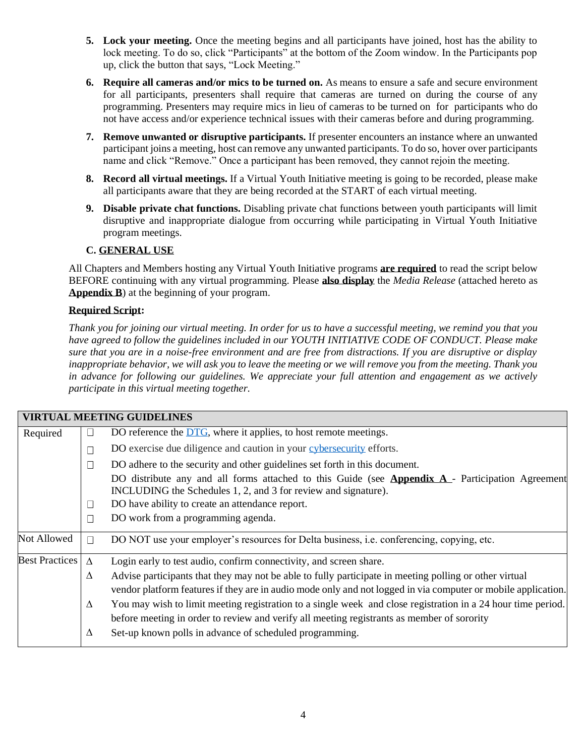5. **Lock your meeting.** Once the meeting begins and all participants have joined, host has the ability to lock meeting. To do so, click "Participants" at the bottom of the Zoom window. In the Participants pop up, click the button that says, "Lock Meeting."

6. **Require all cameras and/or mics to be turned on.** As means to ensure a safe and secure environment for all participants, presenters shall require that cameras are turned on during the course of any programming. Presenters may require mics in lieu of cameras to be turned on for participants who do not have access and/or experience technical issues with their cameras before and during programming.

7. **Remove unwanted or disruptive participants.** If presenter encounters an instance where an unwanted participant joins a meeting, host can remove any unwanted participants. To do so, hover over participants name and click "Remove." Once a participant has been removed, they cannot rejoin the meeting.

8. **Record all virtual meetings.** If a Virtual Youth Initiative meeting is going to be recorded, please make all participants aware that they are being recorded at the START of each virtual meeting.

9. **Disable private chat functions.** Disabling private chat functions between youth participants will limit disruptive and inappropriate dialogue from occurring while participating in Virtual Youth Initiative program meetings.

### C. GENERAL USE

All Chapters and Members hosting any Virtual Youth Initiative programs **are required** to read the script below BEFORE continuing with any virtual programming. Please **also display** the *Media Release* (attached hereto as **Appendix B**) at the beginning of your program.

**Required Script:**

*Thank you for joining our virtual meeting. In order for us to have a successful meeting, we remind you that you have agreed to follow the guidelines included in our YOUTH INITIATIVE CODE OF CONDUCT. Please make sure that you are in a noise-free environment and are free from distractions. If you are disruptive or display inappropriate behavior, we will ask you to leave the meeting or we will remove you from the meeting. Thank you in advance for following our guidelines. We appreciate your full attention and engagement as we actively participate in this virtual meeting together.*

| VIRTUAL MEETING GUIDELINES | | |
|---|---|---|
| Required | ☐ | DO reference the DTG, where it applies, to host remote meetings. |
| | ☐ | DO exercise due diligence and caution in your cybersecurity efforts. |
| | ☐ | DO adhere to the security and other guidelines set forth in this document. |
| | | DO distribute any and all forms attached to this Guide (see **Appendix A** - Participation Agreement INCLUDING the Schedules 1, 2, and 3 for review and signature). |
| | ☐ | DO have ability to create an attendance report. |
| | ☐ | DO work from a programming agenda. |
| Not Allowed | ☐ | DO NOT use your employer's resources for Delta business, i.e. conferencing, copying, etc. |
| Best Practices | Δ | Login early to test audio, confirm connectivity, and screen share. |
| | Δ | Advise participants that they may not be able to fully participate in meeting polling or other virtual vendor platform features if they are in audio mode only and not logged in via computer or mobile application. |
| | Δ | You may wish to limit meeting registration to a single week and close registration in a 24 hour time period. before meeting in order to review and verify all meeting registrants as member of sorority |
| | Δ | Set-up known polls in advance of scheduled programming. |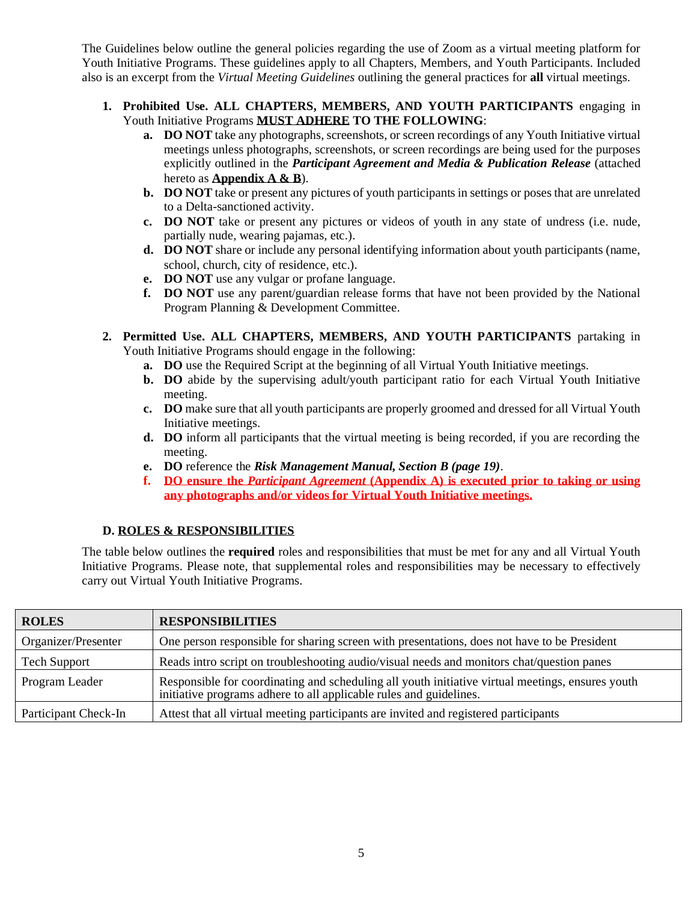The Guidelines below outline the general policies regarding the use of Zoom as a virtual meeting platform for Youth Initiative Programs. These guidelines apply to all Chapters, Members, and Youth Participants. Included also is an excerpt from the *Virtual Meeting Guidelines* outlining the general practices for **all** virtual meetings.

1. **Prohibited Use. ALL CHAPTERS, MEMBERS, AND YOUTH PARTICIPANTS** engaging in Youth Initiative Programs **MUST ADHERE TO THE FOLLOWING**:
   - **a.** **DO NOT** take any photographs, screenshots, or screen recordings of any Youth Initiative virtual meetings unless photographs, screenshots, or screen recordings are being used for the purposes explicitly outlined in the ***Participant Agreement and Media & Publication Release*** (attached hereto as **Appendix A & B**).
   - **b.** **DO NOT** take or present any pictures of youth participants in settings or poses that are unrelated to a Delta-sanctioned activity.
   - **c.** **DO NOT** take or present any pictures or videos of youth in any state of undress (i.e. nude, partially nude, wearing pajamas, etc.).
   - **d.** **DO NOT** share or include any personal identifying information about youth participants (name, school, church, city of residence, etc.).
   - **e.** **DO NOT** use any vulgar or profane language.
   - **f.** **DO NOT** use any parent/guardian release forms that have not been provided by the National Program Planning & Development Committee.

2. **Permitted Use. ALL CHAPTERS, MEMBERS, AND YOUTH PARTICIPANTS** partaking in Youth Initiative Programs should engage in the following:
   - **a.** **DO** use the Required Script at the beginning of all Virtual Youth Initiative meetings.
   - **b.** **DO** abide by the supervising adult/youth participant ratio for each Virtual Youth Initiative meeting.
   - **c.** **DO** make sure that all youth participants are properly groomed and dressed for all Virtual Youth Initiative meetings.
   - **d.** **DO** inform all participants that the virtual meeting is being recorded, if you are recording the meeting.
   - **e.** **DO** reference the ***Risk Management Manual, Section B (page 19)***.
   - **f.** **DO ensure the *Participant Agreement* (Appendix A) is executed prior to taking or using any photographs and/or videos for Virtual Youth Initiative meetings.**

### D. ROLES & RESPONSIBILITIES

The table below outlines the **required** roles and responsibilities that must be met for any and all Virtual Youth Initiative Programs. Please note, that supplemental roles and responsibilities may be necessary to effectively carry out Virtual Youth Initiative Programs.

| ROLES | RESPONSIBILITIES |
|---|---|
| Organizer/Presenter | One person responsible for sharing screen with presentations, does not have to be President |
| Tech Support | Reads intro script on troubleshooting audio/visual needs and monitors chat/question panes |
| Program Leader | Responsible for coordinating and scheduling all youth initiative virtual meetings, ensures youth initiative programs adhere to all applicable rules and guidelines. |
| Participant Check-In | Attest that all virtual meeting participants are invited and registered participants |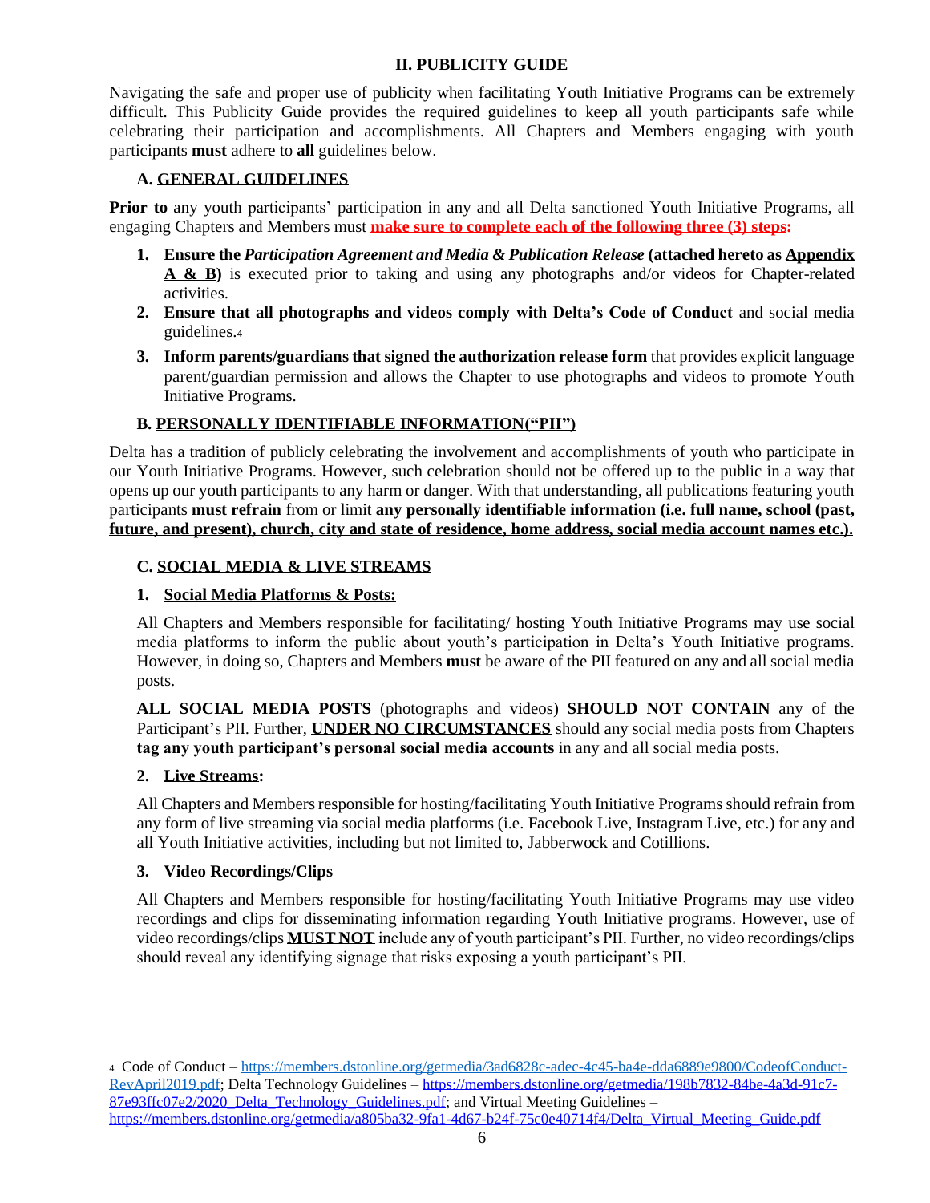## II. PUBLICITY GUIDE

Navigating the safe and proper use of publicity when facilitating Youth Initiative Programs can be extremely difficult. This Publicity Guide provides the required guidelines to keep all youth participants safe while celebrating their participation and accomplishments. All Chapters and Members engaging with youth participants **must** adhere to **all** guidelines below.

### A. GENERAL GUIDELINES

**Prior to** any youth participants' participation in any and all Delta sanctioned Youth Initiative Programs, all engaging Chapters and Members must **make sure to complete each of the following three (3) steps:**

1. **Ensure the *Participation Agreement and Media & Publication Release* (attached hereto as Appendix A & B)** is executed prior to taking and using any photographs and/or videos for Chapter-related activities.
2. **Ensure that all photographs and videos comply with Delta's Code of Conduct** and social media guidelines.[4]
3. **Inform parents/guardians that signed the authorization release form** that provides explicit language parent/guardian permission and allows the Chapter to use photographs and videos to promote Youth Initiative Programs.

### B. PERSONALLY IDENTIFIABLE INFORMATION("PII")

Delta has a tradition of publicly celebrating the involvement and accomplishments of youth who participate in our Youth Initiative Programs. However, such celebration should not be offered up to the public in a way that opens up our youth participants to any harm or danger. With that understanding, all publications featuring youth participants **must refrain** from or limit **any personally identifiable information (i.e. full name, school (past, future, and present), church, city and state of residence, home address, social media account names etc.).**

### C. SOCIAL MEDIA & LIVE STREAMS

#### 1. Social Media Platforms & Posts:

All Chapters and Members responsible for facilitating/ hosting Youth Initiative Programs may use social media platforms to inform the public about youth's participation in Delta's Youth Initiative programs. However, in doing so, Chapters and Members **must** be aware of the PII featured on any and all social media posts.

**ALL SOCIAL MEDIA POSTS** (photographs and videos) **SHOULD NOT CONTAIN** any of the Participant's PII. Further, **UNDER NO CIRCUMSTANCES** should any social media posts from Chapters **tag any youth participant's personal social media accounts** in any and all social media posts.

#### 2. Live Streams:

All Chapters and Members responsible for hosting/facilitating Youth Initiative Programs should refrain from any form of live streaming via social media platforms (i.e. Facebook Live, Instagram Live, etc.) for any and all Youth Initiative activities, including but not limited to, Jabberwock and Cotillions.

#### 3. Video Recordings/Clips

All Chapters and Members responsible for hosting/facilitating Youth Initiative Programs may use video recordings and clips for disseminating information regarding Youth Initiative programs. However, use of video recordings/clips **MUST NOT** include any of youth participant's PII. Further, no video recordings/clips should reveal any identifying signage that risks exposing a youth participant's PII.

---

[4] Code of Conduct – https://members.dstonline.org/getmedia/3ad6828c-adec-4c45-ba4e-dda6889e9800/CodeofConduct-RevApril2019.pdf; Delta Technology Guidelines – https://members.dstonline.org/getmedia/198b7832-84be-4a3d-91c7-87e93ffc07e2/2020_Delta_Technology_Guidelines.pdf; and Virtual Meeting Guidelines – https://members.dstonline.org/getmedia/a805ba32-9fa1-4d67-b24f-75c0e40714f4/Delta_Virtual_Meeting_Guide.pdf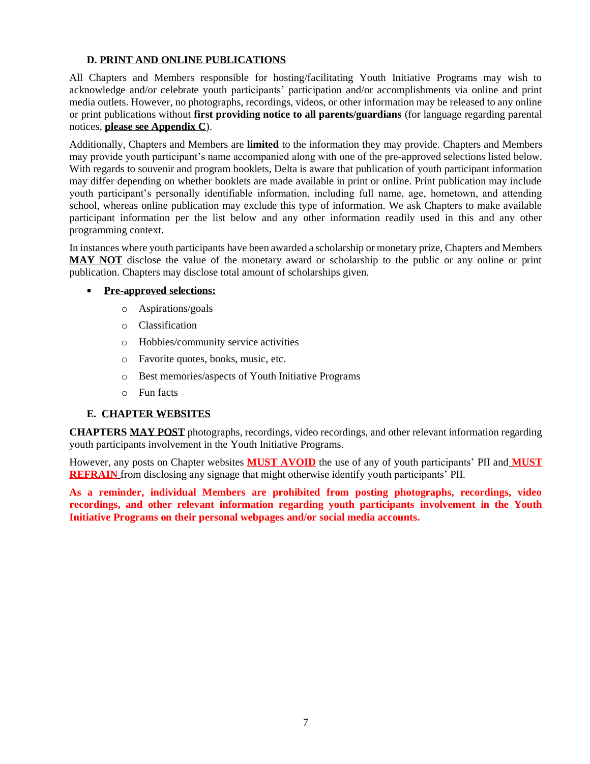### D. PRINT AND ONLINE PUBLICATIONS

All Chapters and Members responsible for hosting/facilitating Youth Initiative Programs may wish to acknowledge and/or celebrate youth participants' participation and/or accomplishments via online and print media outlets. However, no photographs, recordings, videos, or other information may be released to any online or print publications without **first providing notice to all parents/guardians** (for language regarding parental notices, **please see Appendix C**).

Additionally, Chapters and Members are **limited** to the information they may provide. Chapters and Members may provide youth participant's name accompanied along with one of the pre-approved selections listed below. With regards to souvenir and program booklets, Delta is aware that publication of youth participant information may differ depending on whether booklets are made available in print or online. Print publication may include youth participant's personally identifiable information, including full name, age, hometown, and attending school, whereas online publication may exclude this type of information. We ask Chapters to make available participant information per the list below and any other information readily used in this and any other programming context.

In instances where youth participants have been awarded a scholarship or monetary prize, Chapters and Members **MAY NOT** disclose the value of the monetary award or scholarship to the public or any online or print publication. Chapters may disclose total amount of scholarships given.

- **Pre-approved selections:**
  - Aspirations/goals
  - Classification
  - Hobbies/community service activities
  - Favorite quotes, books, music, etc.
  - Best memories/aspects of Youth Initiative Programs
  - Fun facts

### E. CHAPTER WEBSITES

**CHAPTERS MAY POST** photographs, recordings, video recordings, and other relevant information regarding youth participants involvement in the Youth Initiative Programs.

However, any posts on Chapter websites **MUST AVOID** the use of any of youth participants' PII and **MUST REFRAIN** from disclosing any signage that might otherwise identify youth participants' PII.

**As a reminder, individual Members are prohibited from posting photographs, recordings, video recordings, and other relevant information regarding youth participants involvement in the Youth Initiative Programs on their personal webpages and/or social media accounts.**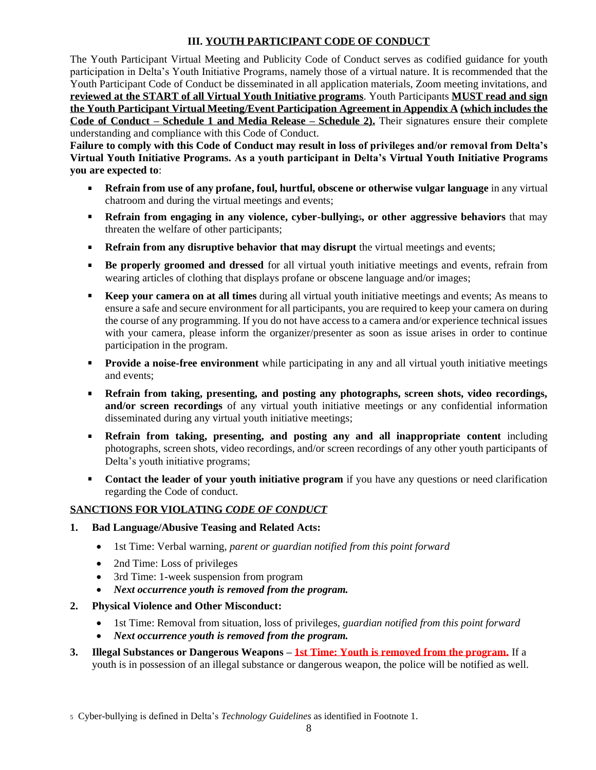## III. YOUTH PARTICIPANT CODE OF CONDUCT

The Youth Participant Virtual Meeting and Publicity Code of Conduct serves as codified guidance for youth participation in Delta's Youth Initiative Programs, namely those of a virtual nature. It is recommended that the Youth Participant Code of Conduct be disseminated in all application materials, Zoom meeting invitations, and **reviewed at the START of all Virtual Youth Initiative programs**. Youth Participants **MUST read and sign the Youth Participant Virtual Meeting/Event Participation Agreement in Appendix A (which includes the Code of Conduct – Schedule 1 and Media Release – Schedule 2).** Their signatures ensure their complete understanding and compliance with this Code of Conduct.

**Failure to comply with this Code of Conduct may result in loss of privileges and/or removal from Delta's Virtual Youth Initiative Programs. As a youth participant in Delta's Virtual Youth Initiative Programs you are expected to**:

- **Refrain from use of any profane, foul, hurtful, obscene or otherwise vulgar language** in any virtual chatroom and during the virtual meetings and events;
- **Refrain from engaging in any violence, cyber-bullying[5], or other aggressive behaviors** that may threaten the welfare of other participants;
- **Refrain from any disruptive behavior that may disrupt** the virtual meetings and events;
- **Be properly groomed and dressed** for all virtual youth initiative meetings and events, refrain from wearing articles of clothing that displays profane or obscene language and/or images;
- **Keep your camera on at all times** during all virtual youth initiative meetings and events; As means to ensure a safe and secure environment for all participants, you are required to keep your camera on during the course of any programming. If you do not have access to a camera and/or experience technical issues with your camera, please inform the organizer/presenter as soon as issue arises in order to continue participation in the program.
- **Provide a noise-free environment** while participating in any and all virtual youth initiative meetings and events;
- **Refrain from taking, presenting, and posting any photographs, screen shots, video recordings, and/or screen recordings** of any virtual youth initiative meetings or any confidential information disseminated during any virtual youth initiative meetings;
- **Refrain from taking, presenting, and posting any and all inappropriate content** including photographs, screen shots, video recordings, and/or screen recordings of any other youth participants of Delta's youth initiative programs;
- **Contact the leader of your youth initiative program** if you have any questions or need clarification regarding the Code of conduct.

### SANCTIONS FOR VIOLATING *CODE OF CONDUCT*

**1. Bad Language/Abusive Teasing and Related Acts:**

- 1st Time: Verbal warning, *parent or guardian notified from this point forward*
- 2nd Time: Loss of privileges
- 3rd Time: 1-week suspension from program
- ***Next occurrence youth is removed from the program.***

**2. Physical Violence and Other Misconduct:**

- 1st Time: Removal from situation, loss of privileges, *guardian notified from this point forward*
- ***Next occurrence youth is removed from the program.***

**3. Illegal Substances or Dangerous Weapons – 1st Time: Youth is removed from the program.** If a youth is in possession of an illegal substance or dangerous weapon, the police will be notified as well.

[5] Cyber-bullying is defined in Delta's *Technology Guidelines* as identified in Footnote 1.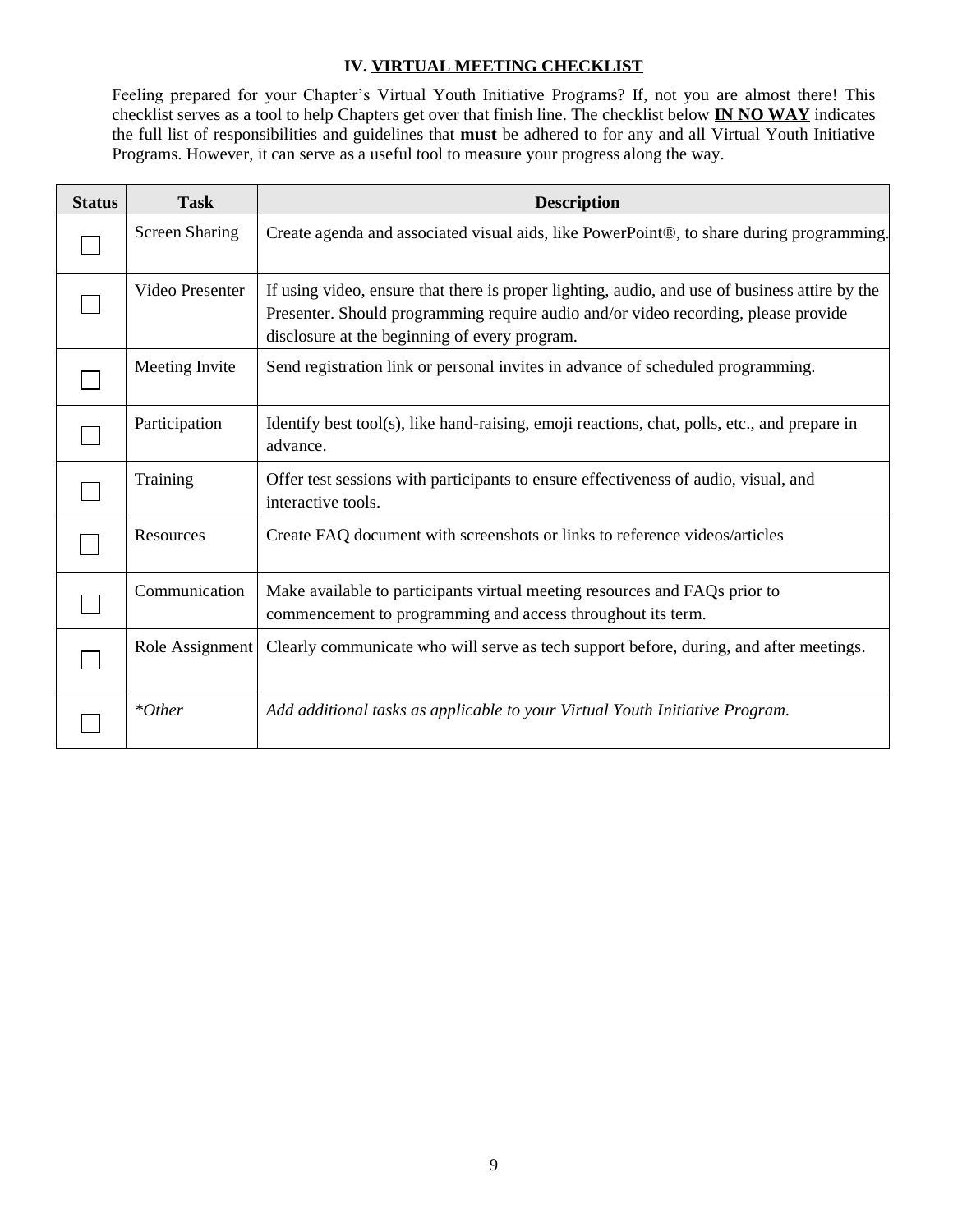## IV. VIRTUAL MEETING CHECKLIST

Feeling prepared for your Chapter's Virtual Youth Initiative Programs? If, not you are almost there! This checklist serves as a tool to help Chapters get over that finish line. The checklist below **IN NO WAY** indicates the full list of responsibilities and guidelines that **must** be adhered to for any and all Virtual Youth Initiative Programs. However, it can serve as a useful tool to measure your progress along the way.

| Status | Task | Description |
|---|---|---|
| ☐ | Screen Sharing | Create agenda and associated visual aids, like PowerPoint®, to share during programming. |
| ☐ | Video Presenter | If using video, ensure that there is proper lighting, audio, and use of business attire by the Presenter. Should programming require audio and/or video recording, please provide disclosure at the beginning of every program. |
| ☐ | Meeting Invite | Send registration link or personal invites in advance of scheduled programming. |
| ☐ | Participation | Identify best tool(s), like hand-raising, emoji reactions, chat, polls, etc., and prepare in advance. |
| ☐ | Training | Offer test sessions with participants to ensure effectiveness of audio, visual, and interactive tools. |
| ☐ | Resources | Create FAQ document with screenshots or links to reference videos/articles |
| ☐ | Communication | Make available to participants virtual meeting resources and FAQs prior to commencement to programming and access throughout its term. |
| ☐ | Role Assignment | Clearly communicate who will serve as tech support before, during, and after meetings. |
| ☐ | *\*Other* | *Add additional tasks as applicable to your Virtual Youth Initiative Program.* |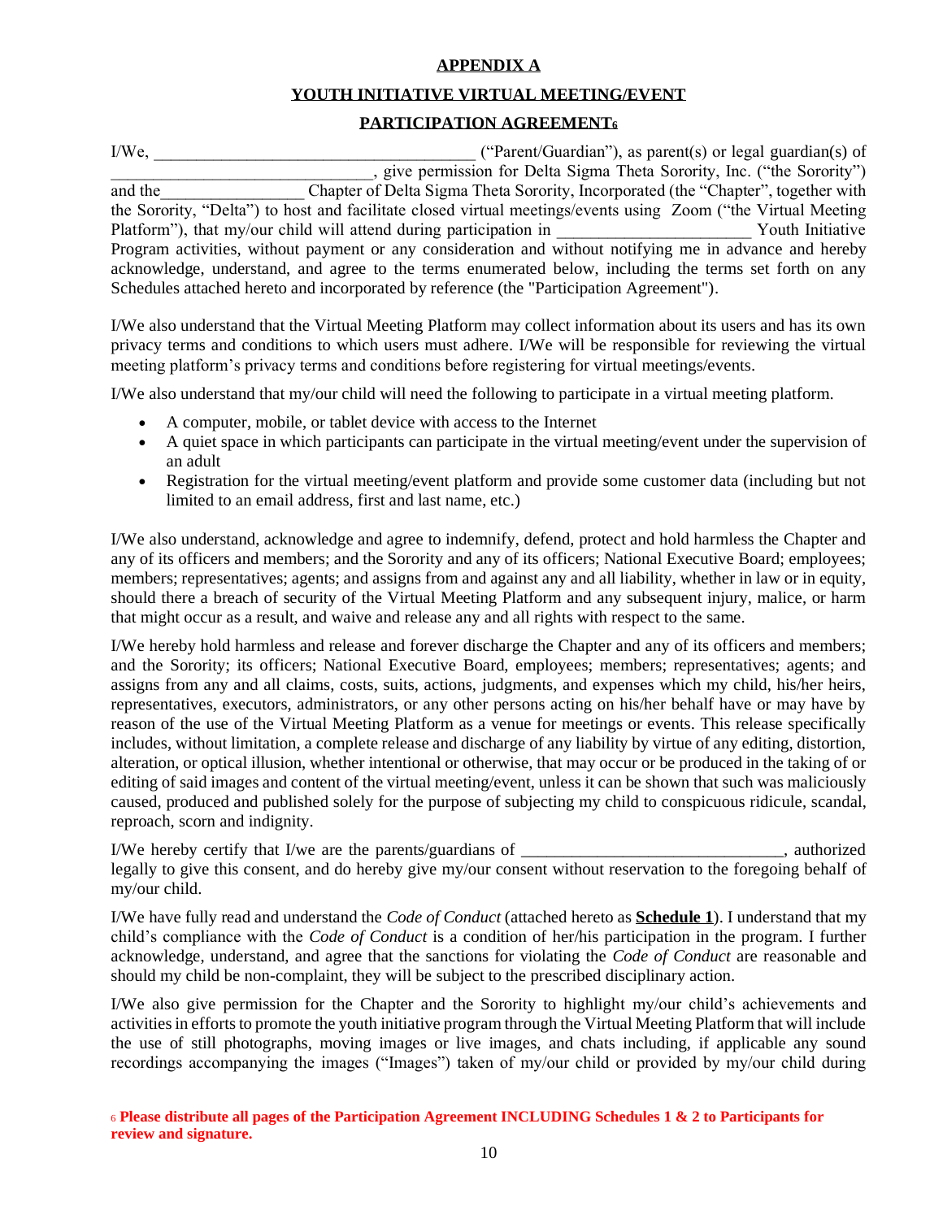**APPENDIX A**

**YOUTH INITIATIVE VIRTUAL MEETING/EVENT**

**PARTICIPATION AGREEMENT**[6]

I/We, _____________________________________ ("Parent/Guardian"), as parent(s) or legal guardian(s) of ______________________________, give permission for Delta Sigma Theta Sorority, Inc. ("the Sorority") and the________________ Chapter of Delta Sigma Theta Sorority, Incorporated (the "Chapter", together with the Sorority, "Delta") to host and facilitate closed virtual meetings/events using Zoom ("the Virtual Meeting Platform"), that my/our child will attend during participation in ______________________ Youth Initiative Program activities, without payment or any consideration and without notifying me in advance and hereby acknowledge, understand, and agree to the terms enumerated below, including the terms set forth on any Schedules attached hereto and incorporated by reference (the "Participation Agreement").

I/We also understand that the Virtual Meeting Platform may collect information about its users and has its own privacy terms and conditions to which users must adhere. I/We will be responsible for reviewing the virtual meeting platform's privacy terms and conditions before registering for virtual meetings/events.

I/We also understand that my/our child will need the following to participate in a virtual meeting platform.

- A computer, mobile, or tablet device with access to the Internet
- A quiet space in which participants can participate in the virtual meeting/event under the supervision of an adult
- Registration for the virtual meeting/event platform and provide some customer data (including but not limited to an email address, first and last name, etc.)

I/We also understand, acknowledge and agree to indemnify, defend, protect and hold harmless the Chapter and any of its officers and members; and the Sorority and any of its officers; National Executive Board; employees; members; representatives; agents; and assigns from and against any and all liability, whether in law or in equity, should there a breach of security of the Virtual Meeting Platform and any subsequent injury, malice, or harm that might occur as a result, and waive and release any and all rights with respect to the same.

I/We hereby hold harmless and release and forever discharge the Chapter and any of its officers and members; and the Sorority; its officers; National Executive Board, employees; members; representatives; agents; and assigns from any and all claims, costs, suits, actions, judgments, and expenses which my child, his/her heirs, representatives, executors, administrators, or any other persons acting on his/her behalf have or may have by reason of the use of the Virtual Meeting Platform as a venue for meetings or events. This release specifically includes, without limitation, a complete release and discharge of any liability by virtue of any editing, distortion, alteration, or optical illusion, whether intentional or otherwise, that may occur or be produced in the taking of or editing of said images and content of the virtual meeting/event, unless it can be shown that such was maliciously caused, produced and published solely for the purpose of subjecting my child to conspicuous ridicule, scandal, reproach, scorn and indignity.

I/We hereby certify that I/we are the parents/guardians of ______________________________, authorized legally to give this consent, and do hereby give my/our consent without reservation to the foregoing behalf of my/our child.

I/We have fully read and understand the *Code of Conduct* (attached hereto as **Schedule 1**). I understand that my child's compliance with the *Code of Conduct* is a condition of her/his participation in the program. I further acknowledge, understand, and agree that the sanctions for violating the *Code of Conduct* are reasonable and should my child be non-complaint, they will be subject to the prescribed disciplinary action.

I/We also give permission for the Chapter and the Sorority to highlight my/our child's achievements and activities in efforts to promote the youth initiative program through the Virtual Meeting Platform that will include the use of still photographs, moving images or live images, and chats including, if applicable any sound recordings accompanying the images ("Images") taken of my/our child or provided by my/our child during

[6] **Please distribute all pages of the Participation Agreement INCLUDING Schedules 1 & 2 to Participants for review and signature.**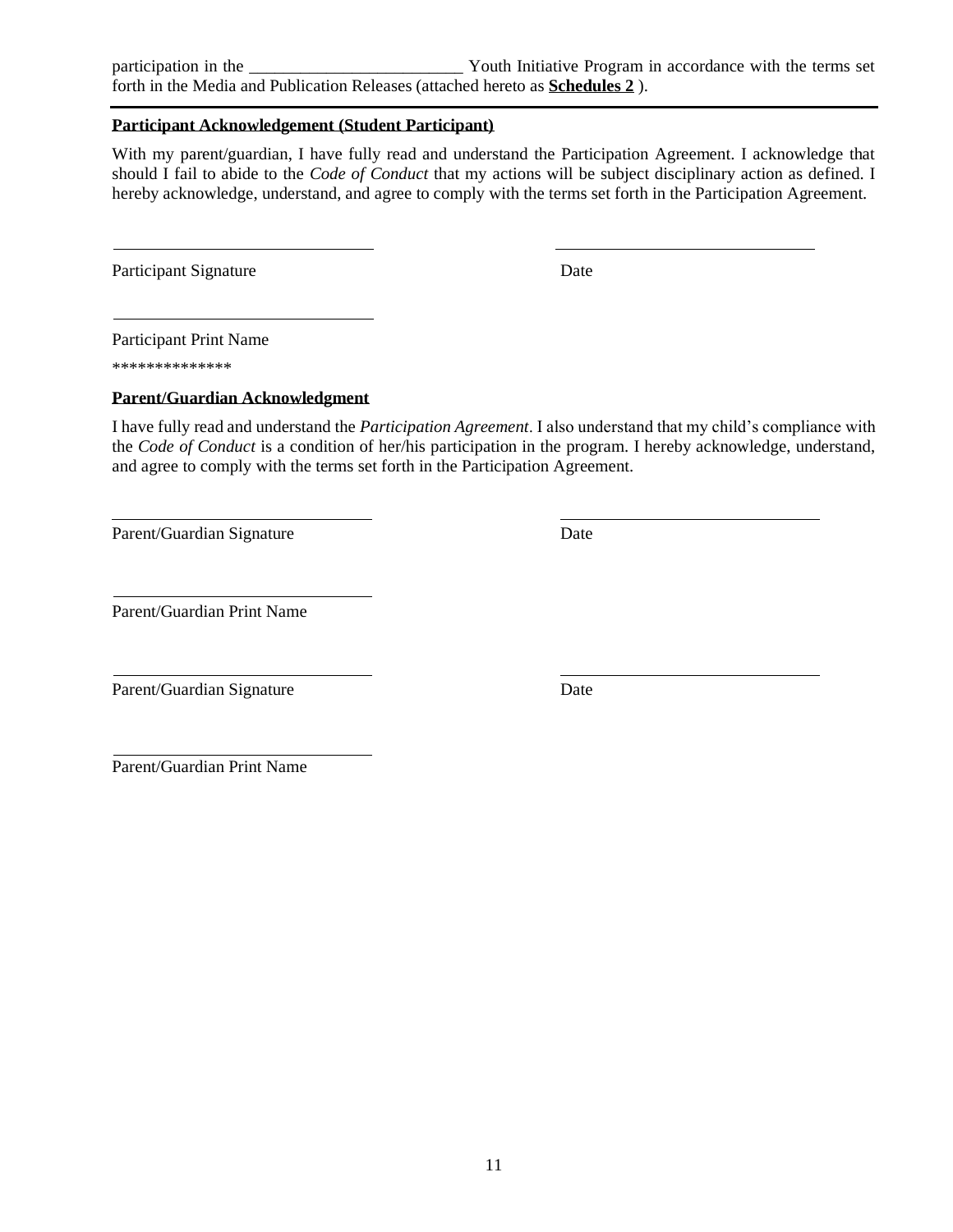participation in the _________________________ Youth Initiative Program in accordance with the terms set forth in the Media and Publication Releases (attached hereto as **Schedules 2** ).

---

**Participant Acknowledgement (Student Participant)**

With my parent/guardian, I have fully read and understand the Participation Agreement. I acknowledge that should I fail to abide to the *Code of Conduct* that my actions will be subject disciplinary action as defined. I hereby acknowledge, understand, and agree to comply with the terms set forth in the Participation Agreement.

______________________________ ______________________________

Participant Signature Date

______________________________

Participant Print Name

**************

**Parent/Guardian Acknowledgment**

I have fully read and understand the *Participation Agreement*. I also understand that my child's compliance with the *Code of Conduct* is a condition of her/his participation in the program. I hereby acknowledge, understand, and agree to comply with the terms set forth in the Participation Agreement.

______________________________ ______________________________

Parent/Guardian Signature Date

______________________________

Parent/Guardian Print Name

______________________________ ______________________________

Parent/Guardian Signature Date

______________________________

Parent/Guardian Print Name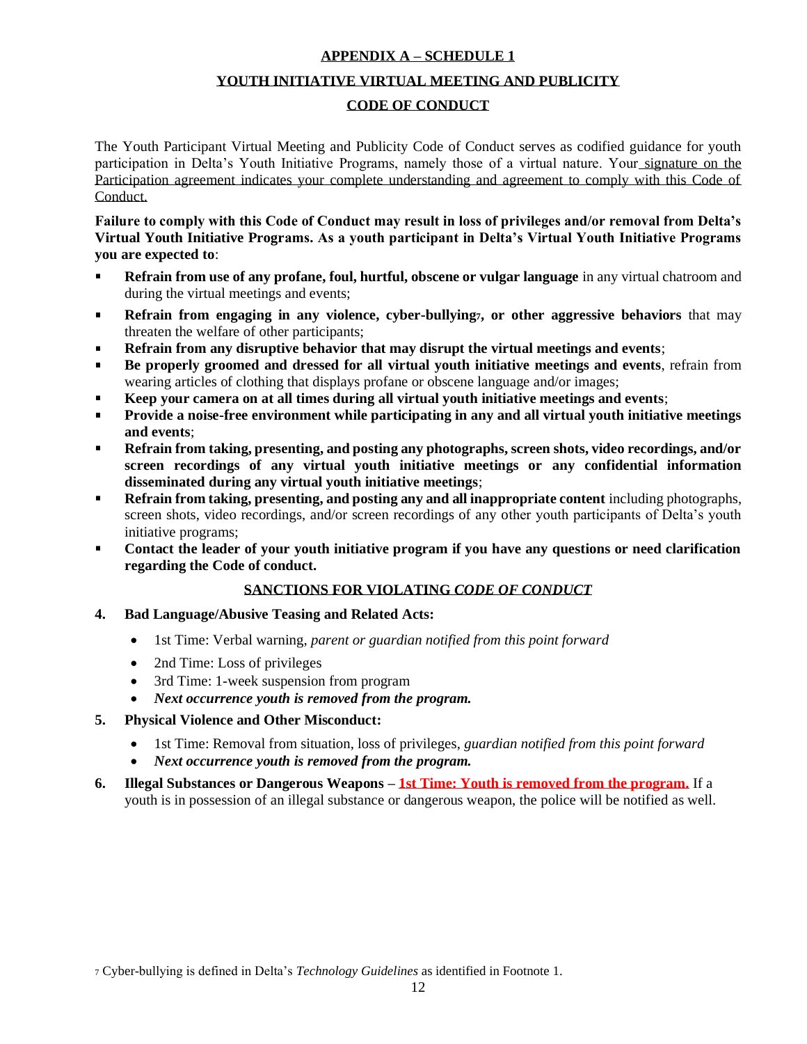## APPENDIX A – SCHEDULE 1

## YOUTH INITIATIVE VIRTUAL MEETING AND PUBLICITY

## CODE OF CONDUCT

The Youth Participant Virtual Meeting and Publicity Code of Conduct serves as codified guidance for youth participation in Delta's Youth Initiative Programs, namely those of a virtual nature. Your signature on the Participation agreement indicates your complete understanding and agreement to comply with this Code of Conduct.

**Failure to comply with this Code of Conduct may result in loss of privileges and/or removal from Delta's Virtual Youth Initiative Programs. As a youth participant in Delta's Virtual Youth Initiative Programs you are expected to**:

- **Refrain from use of any profane, foul, hurtful, obscene or vulgar language** in any virtual chatroom and during the virtual meetings and events;
- **Refrain from engaging in any violence, cyber-bullying[7], or other aggressive behaviors** that may threaten the welfare of other participants;
- **Refrain from any disruptive behavior that may disrupt the virtual meetings and events**;
- **Be properly groomed and dressed for all virtual youth initiative meetings and events**, refrain from wearing articles of clothing that displays profane or obscene language and/or images;
- **Keep your camera on at all times during all virtual youth initiative meetings and events**;
- **Provide a noise-free environment while participating in any and all virtual youth initiative meetings and events**;
- **Refrain from taking, presenting, and posting any photographs, screen shots, video recordings, and/or screen recordings of any virtual youth initiative meetings or any confidential information disseminated during any virtual youth initiative meetings**;
- **Refrain from taking, presenting, and posting any and all inappropriate content** including photographs, screen shots, video recordings, and/or screen recordings of any other youth participants of Delta's youth initiative programs;
- **Contact the leader of your youth initiative program if you have any questions or need clarification regarding the Code of conduct.**

### SANCTIONS FOR VIOLATING *CODE OF CONDUCT*

4. **Bad Language/Abusive Teasing and Related Acts:**
   - 1st Time: Verbal warning, *parent or guardian notified from this point forward*
   - 2nd Time: Loss of privileges
   - 3rd Time: 1-week suspension from program
   - ***Next occurrence youth is removed from the program.***
5. **Physical Violence and Other Misconduct:**
   - 1st Time: Removal from situation, loss of privileges, *guardian notified from this point forward*
   - ***Next occurrence youth is removed from the program.***
6. **Illegal Substances or Dangerous Weapons – 1st Time: Youth is removed from the program.** If a youth is in possession of an illegal substance or dangerous weapon, the police will be notified as well.

[7] Cyber-bullying is defined in Delta's *Technology Guidelines* as identified in Footnote 1.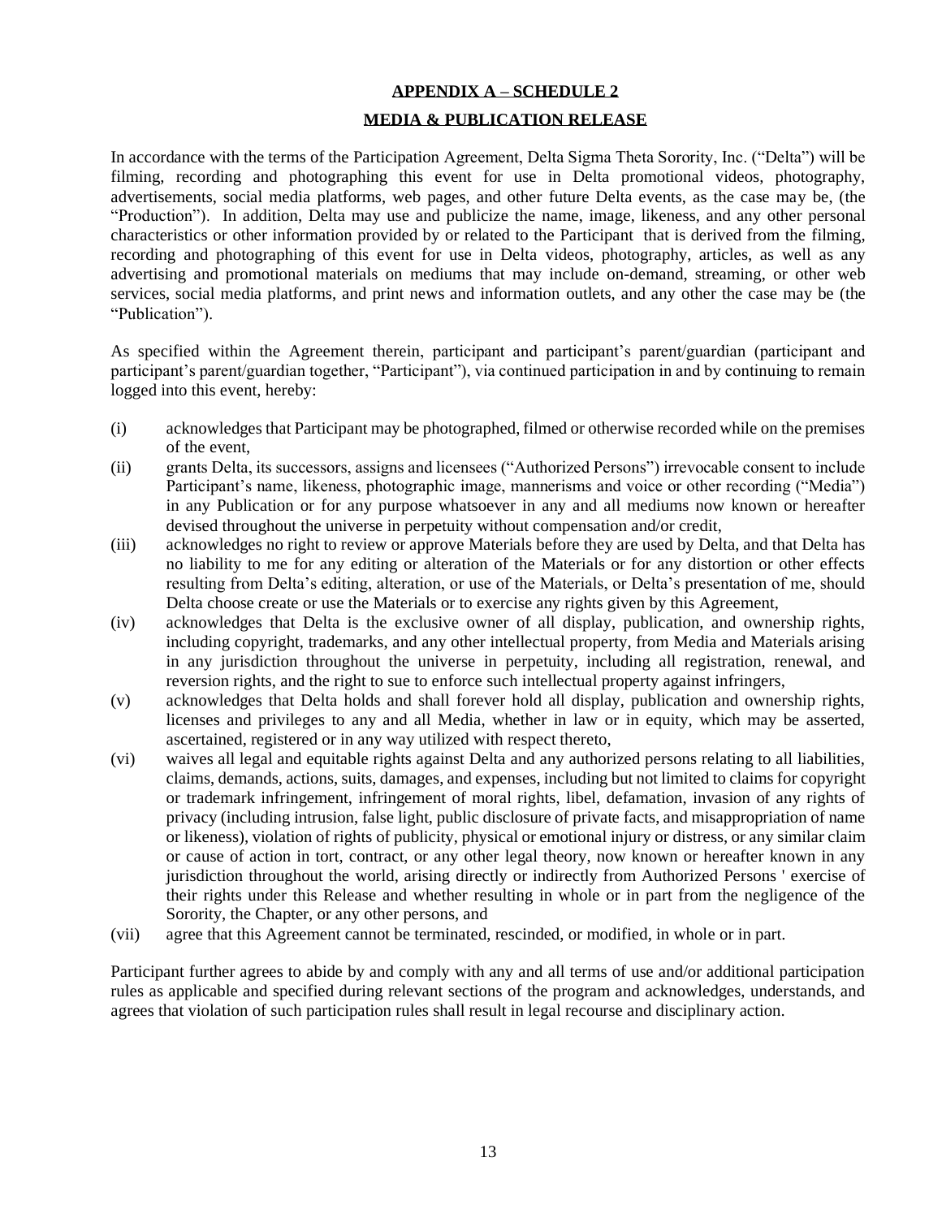## APPENDIX A – SCHEDULE 2

## MEDIA & PUBLICATION RELEASE

In accordance with the terms of the Participation Agreement, Delta Sigma Theta Sorority, Inc. ("Delta") will be filming, recording and photographing this event for use in Delta promotional videos, photography, advertisements, social media platforms, web pages, and other future Delta events, as the case may be, (the "Production"). In addition, Delta may use and publicize the name, image, likeness, and any other personal characteristics or other information provided by or related to the Participant that is derived from the filming, recording and photographing of this event for use in Delta videos, photography, articles, as well as any advertising and promotional materials on mediums that may include on-demand, streaming, or other web services, social media platforms, and print news and information outlets, and any other the case may be (the "Publication").

As specified within the Agreement therein, participant and participant's parent/guardian (participant and participant's parent/guardian together, "Participant"), via continued participation in and by continuing to remain logged into this event, hereby:

(i) acknowledges that Participant may be photographed, filmed or otherwise recorded while on the premises of the event,

(ii) grants Delta, its successors, assigns and licensees ("Authorized Persons") irrevocable consent to include Participant's name, likeness, photographic image, mannerisms and voice or other recording ("Media") in any Publication or for any purpose whatsoever in any and all mediums now known or hereafter devised throughout the universe in perpetuity without compensation and/or credit,

(iii) acknowledges no right to review or approve Materials before they are used by Delta, and that Delta has no liability to me for any editing or alteration of the Materials or for any distortion or other effects resulting from Delta's editing, alteration, or use of the Materials, or Delta's presentation of me, should Delta choose create or use the Materials or to exercise any rights given by this Agreement,

(iv) acknowledges that Delta is the exclusive owner of all display, publication, and ownership rights, including copyright, trademarks, and any other intellectual property, from Media and Materials arising in any jurisdiction throughout the universe in perpetuity, including all registration, renewal, and reversion rights, and the right to sue to enforce such intellectual property against infringers,

(v) acknowledges that Delta holds and shall forever hold all display, publication and ownership rights, licenses and privileges to any and all Media, whether in law or in equity, which may be asserted, ascertained, registered or in any way utilized with respect thereto,

(vi) waives all legal and equitable rights against Delta and any authorized persons relating to all liabilities, claims, demands, actions, suits, damages, and expenses, including but not limited to claims for copyright or trademark infringement, infringement of moral rights, libel, defamation, invasion of any rights of privacy (including intrusion, false light, public disclosure of private facts, and misappropriation of name or likeness), violation of rights of publicity, physical or emotional injury or distress, or any similar claim or cause of action in tort, contract, or any other legal theory, now known or hereafter known in any jurisdiction throughout the world, arising directly or indirectly from Authorized Persons ' exercise of their rights under this Release and whether resulting in whole or in part from the negligence of the Sorority, the Chapter, or any other persons, and

(vii) agree that this Agreement cannot be terminated, rescinded, or modified, in whole or in part.

Participant further agrees to abide by and comply with any and all terms of use and/or additional participation rules as applicable and specified during relevant sections of the program and acknowledges, understands, and agrees that violation of such participation rules shall result in legal recourse and disciplinary action.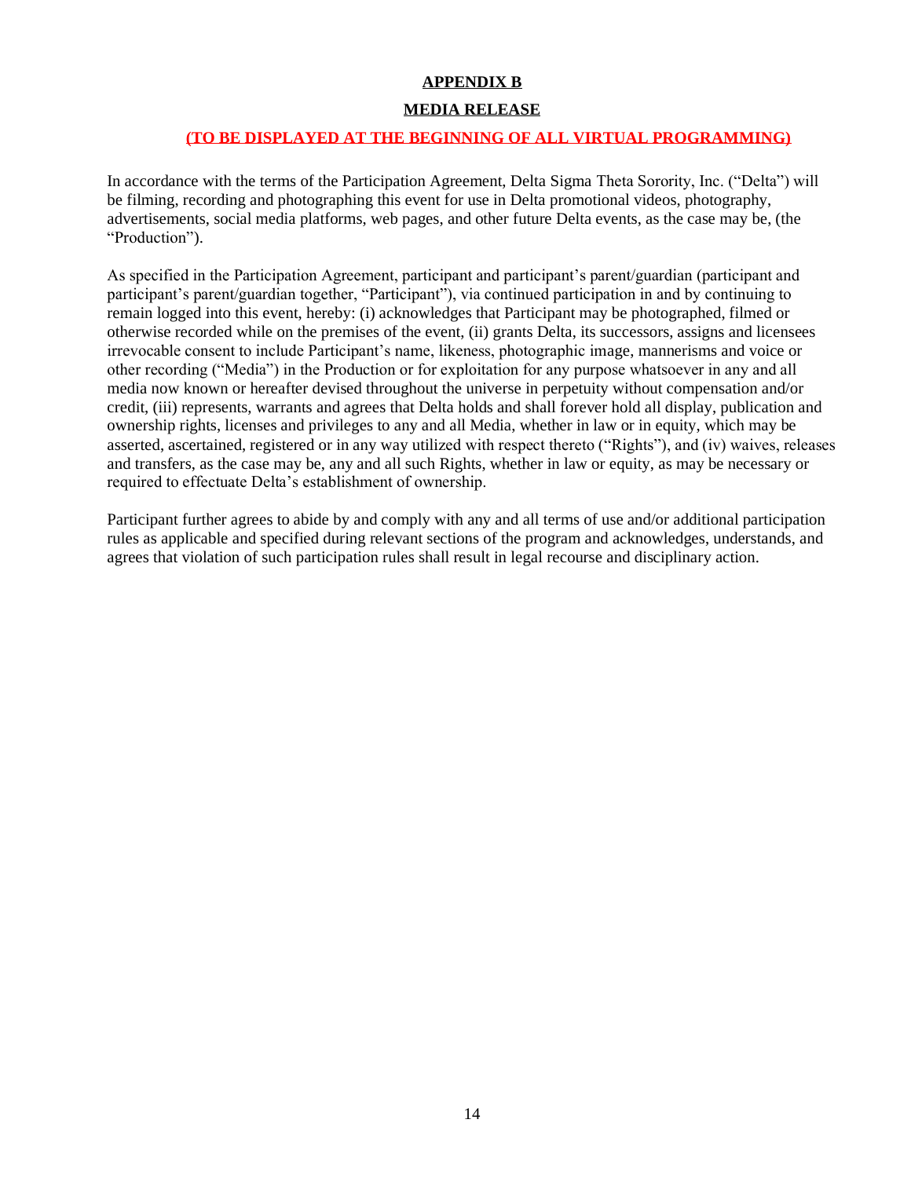**APPENDIX B**

**MEDIA RELEASE**

**(TO BE DISPLAYED AT THE BEGINNING OF ALL VIRTUAL PROGRAMMING)**

In accordance with the terms of the Participation Agreement, Delta Sigma Theta Sorority, Inc. ("Delta") will be filming, recording and photographing this event for use in Delta promotional videos, photography, advertisements, social media platforms, web pages, and other future Delta events, as the case may be, (the "Production").

As specified in the Participation Agreement, participant and participant's parent/guardian (participant and participant's parent/guardian together, "Participant"), via continued participation in and by continuing to remain logged into this event, hereby: (i) acknowledges that Participant may be photographed, filmed or otherwise recorded while on the premises of the event, (ii) grants Delta, its successors, assigns and licensees irrevocable consent to include Participant's name, likeness, photographic image, mannerisms and voice or other recording ("Media") in the Production or for exploitation for any purpose whatsoever in any and all media now known or hereafter devised throughout the universe in perpetuity without compensation and/or credit, (iii) represents, warrants and agrees that Delta holds and shall forever hold all display, publication and ownership rights, licenses and privileges to any and all Media, whether in law or in equity, which may be asserted, ascertained, registered or in any way utilized with respect thereto ("Rights"), and (iv) waives, releases and transfers, as the case may be, any and all such Rights, whether in law or equity, as may be necessary or required to effectuate Delta's establishment of ownership.

Participant further agrees to abide by and comply with any and all terms of use and/or additional participation rules as applicable and specified during relevant sections of the program and acknowledges, understands, and agrees that violation of such participation rules shall result in legal recourse and disciplinary action.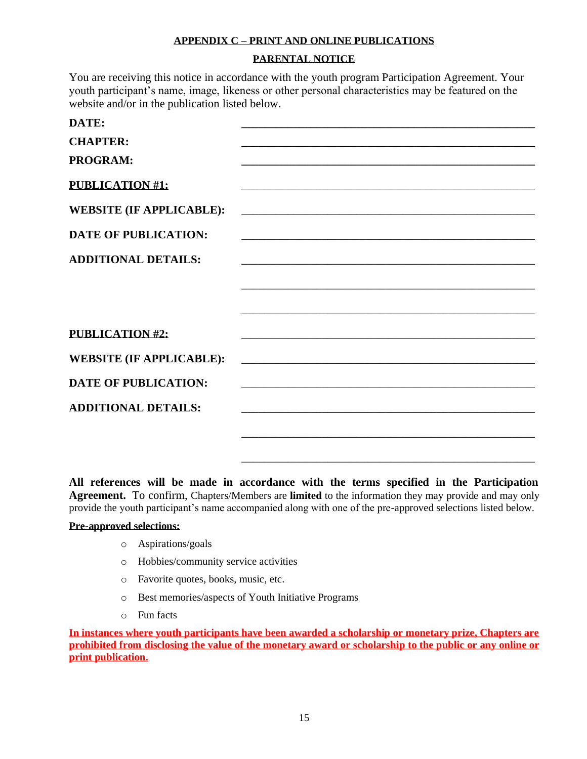## APPENDIX C – PRINT AND ONLINE PUBLICATIONS

### PARENTAL NOTICE

You are receiving this notice in accordance with the youth program Participation Agreement. Your youth participant's name, image, likeness or other personal characteristics may be featured on the website and/or in the publication listed below.

**DATE:** ______________________________________________

**CHAPTER:** ______________________________________________

**PROGRAM:** ______________________________________________

**PUBLICATION #1:** ______________________________________________

**WEBSITE (IF APPLICABLE):** ______________________________________________

**DATE OF PUBLICATION:** ______________________________________________

**ADDITIONAL DETAILS:** ______________________________________________

______________________________________________

______________________________________________

**PUBLICATION #2:** ______________________________________________

**WEBSITE (IF APPLICABLE):** ______________________________________________

**DATE OF PUBLICATION:** ______________________________________________

**ADDITIONAL DETAILS:** ______________________________________________

______________________________________________

______________________________________________

**All references will be made in accordance with the terms specified in the Participation Agreement.** To confirm, Chapters/Members are **limited** to the information they may provide and may only provide the youth participant's name accompanied along with one of the pre-approved selections listed below.

**Pre-approved selections:**

- Aspirations/goals
- Hobbies/community service activities
- Favorite quotes, books, music, etc.
- Best memories/aspects of Youth Initiative Programs
- Fun facts

**In instances where youth participants have been awarded a scholarship or monetary prize, Chapters are prohibited from disclosing the value of the monetary award or scholarship to the public or any online or print publication.**